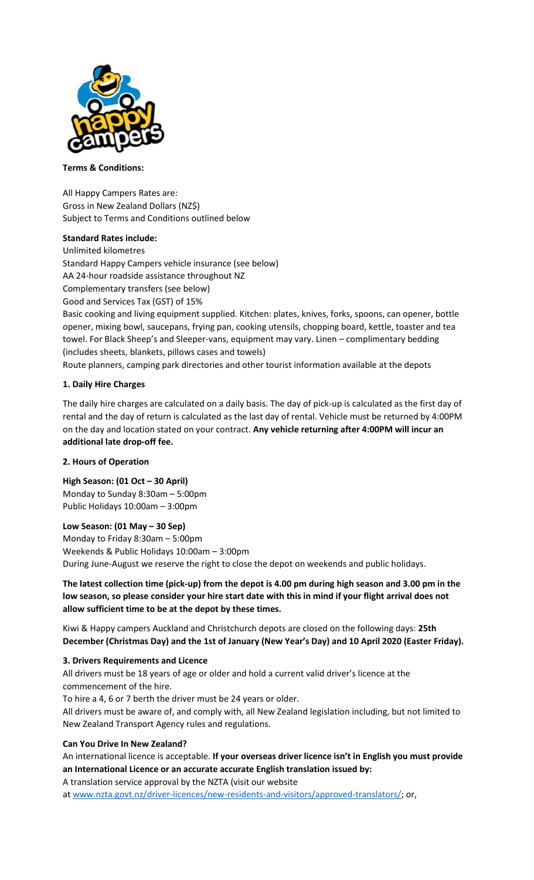**Terms & Conditions:**

All Happy Campers Rates are:
Gross in New Zealand Dollars (NZ$)
Subject to Terms and Conditions outlined below

**Standard Rates include:**

Unlimited kilometres
Standard Happy Campers vehicle insurance (see below)
AA 24-hour roadside assistance throughout NZ
Complementary transfers (see below)
Good and Services Tax (GST) of 15%
Basic cooking and living equipment supplied. Kitchen: plates, knives, forks, spoons, can opener, bottle opener, mixing bowl, saucepans, frying pan, cooking utensils, chopping board, kettle, toaster and tea towel. For Black Sheep's and Sleeper-vans, equipment may vary. Linen – complimentary bedding (includes sheets, blankets, pillows cases and towels)
Route planners, camping park directories and other tourist information available at the depots

**1. Daily Hire Charges**

The daily hire charges are calculated on a daily basis. The day of pick-up is calculated as the first day of rental and the day of return is calculated as the last day of rental. Vehicle must be returned by 4:00PM on the day and location stated on your contract. **Any vehicle returning after 4:00PM will incur an additional late drop-off fee.**

**2. Hours of Operation**

**High Season: (01 Oct – 30 April)**
Monday to Sunday 8:30am – 5:00pm
Public Holidays 10:00am – 3:00pm

**Low Season: (01 May – 30 Sep)**
Monday to Friday 8:30am – 5:00pm
Weekends & Public Holidays 10:00am – 3:00pm
During June-August we reserve the right to close the depot on weekends and public holidays.

**The latest collection time (pick-up) from the depot is 4.00 pm during high season and 3.00 pm in the low season, so please consider your hire start date with this in mind if your flight arrival does not allow sufficient time to be at the depot by these times.**

Kiwi & Happy campers Auckland and Christchurch depots are closed on the following days: **25th December (Christmas Day) and the 1st of January (New Year's Day) and 10 April 2020 (Easter Friday).**

**3. Drivers Requirements and Licence**

All drivers must be 18 years of age or older and hold a current valid driver's licence at the commencement of the hire.
To hire a 4, 6 or 7 berth the driver must be 24 years or older.
All drivers must be aware of, and comply with, all New Zealand legislation including, but not limited to New Zealand Transport Agency rules and regulations.

**Can You Drive In New Zealand?**

An international licence is acceptable. **If your overseas driver licence isn't in English you must provide an International Licence or an accurate accurate English translation issued by:**
A translation service approval by the NZTA (visit our website at www.nzta.govt.nz/driver-licences/new-residents-and-visitors/approved-translators/; or,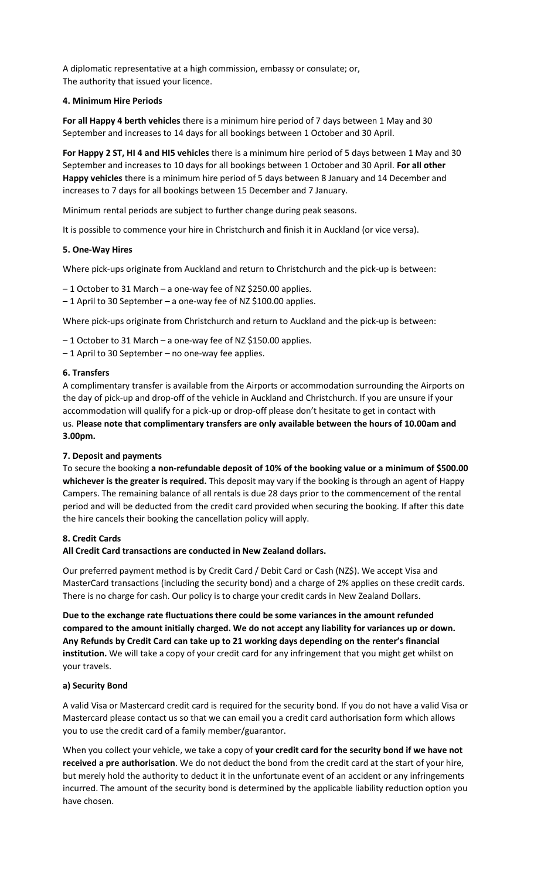A diplomatic representative at a high commission, embassy or consulate; or,
The authority that issued your licence.

#### 4. Minimum Hire Periods

**For all Happy 4 berth vehicles** there is a minimum hire period of 7 days between 1 May and 30 September and increases to 14 days for all bookings between 1 October and 30 April.

**For Happy 2 ST, HI 4 and HI5 vehicles** there is a minimum hire period of 5 days between 1 May and 30 September and increases to 10 days for all bookings between 1 October and 30 April. **For all other Happy vehicles** there is a minimum hire period of 5 days between 8 January and 14 December and increases to 7 days for all bookings between 15 December and 7 January.

Minimum rental periods are subject to further change during peak seasons.

It is possible to commence your hire in Christchurch and finish it in Auckland (or vice versa).

#### 5. One-Way Hires

Where pick-ups originate from Auckland and return to Christchurch and the pick-up is between:

– 1 October to 31 March – a one-way fee of NZ $250.00 applies.
– 1 April to 30 September – a one-way fee of NZ $100.00 applies.

Where pick-ups originate from Christchurch and return to Auckland and the pick-up is between:

– 1 October to 31 March – a one-way fee of NZ $150.00 applies.
– 1 April to 30 September – no one-way fee applies.

#### 6. Transfers

A complimentary transfer is available from the Airports or accommodation surrounding the Airports on the day of pick-up and drop-off of the vehicle in Auckland and Christchurch. If you are unsure if your accommodation will qualify for a pick-up or drop-off please don't hesitate to get in contact with us. **Please note that complimentary transfers are only available between the hours of 10.00am and 3.00pm.**

#### 7. Deposit and payments

To secure the booking **a non-refundable deposit of 10% of the booking value or a minimum of $500.00 whichever is the greater is required.** This deposit may vary if the booking is through an agent of Happy Campers. The remaining balance of all rentals is due 28 days prior to the commencement of the rental period and will be deducted from the credit card provided when securing the booking. If after this date the hire cancels their booking the cancellation policy will apply.

#### 8. Credit Cards

**All Credit Card transactions are conducted in New Zealand dollars.**

Our preferred payment method is by Credit Card / Debit Card or Cash (NZ$). We accept Visa and MasterCard transactions (including the security bond) and a charge of 2% applies on these credit cards. There is no charge for cash. Our policy is to charge your credit cards in New Zealand Dollars.

**Due to the exchange rate fluctuations there could be some variances in the amount refunded compared to the amount initially charged. We do not accept any liability for variances up or down. Any Refunds by Credit Card can take up to 21 working days depending on the renter's financial institution.** We will take a copy of your credit card for any infringement that you might get whilst on your travels.

#### a) Security Bond

A valid Visa or Mastercard credit card is required for the security bond. If you do not have a valid Visa or Mastercard please contact us so that we can email you a credit card authorisation form which allows you to use the credit card of a family member/guarantor.

When you collect your vehicle, we take a copy of **your credit card for the security bond if we have not received a pre authorisation**. We do not deduct the bond from the credit card at the start of your hire, but merely hold the authority to deduct it in the unfortunate event of an accident or any infringements incurred. The amount of the security bond is determined by the applicable liability reduction option you have chosen.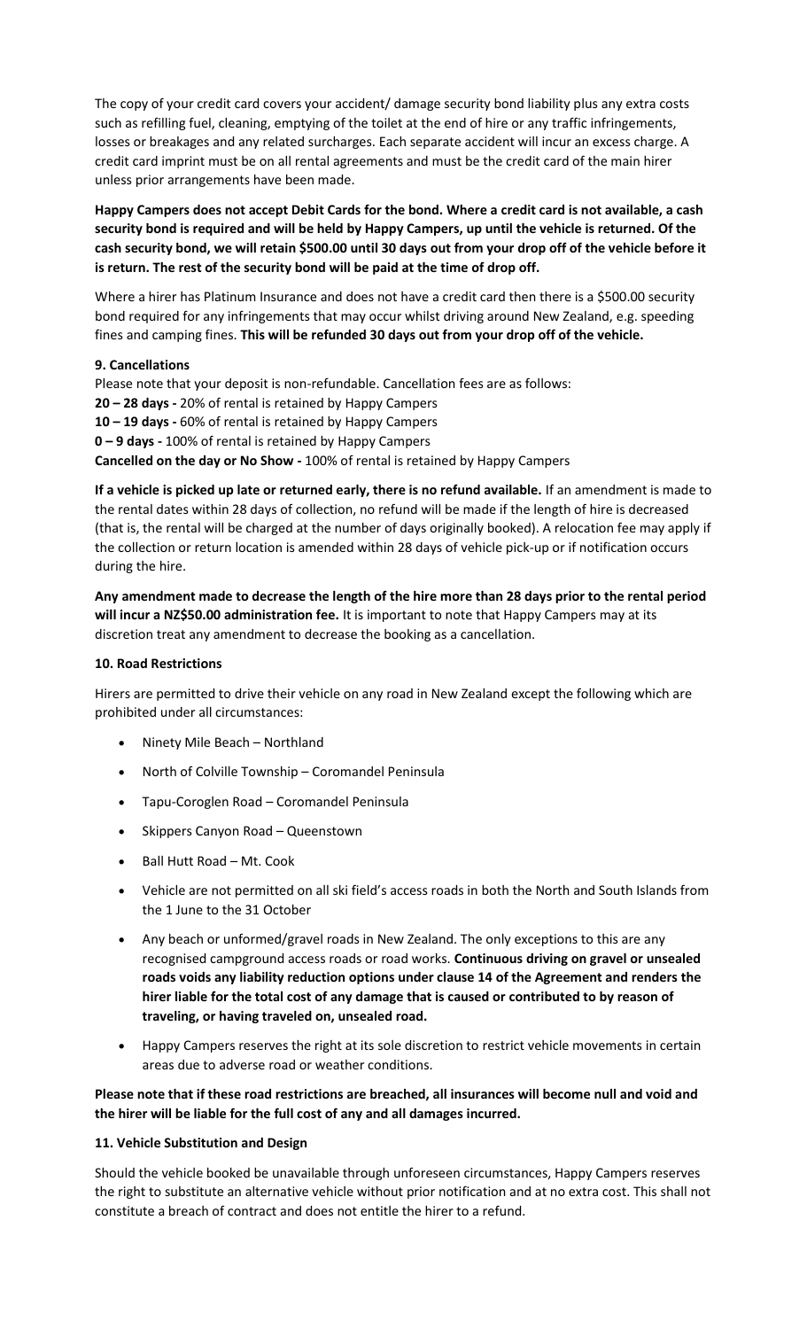The copy of your credit card covers your accident/ damage security bond liability plus any extra costs such as refilling fuel, cleaning, emptying of the toilet at the end of hire or any traffic infringements, losses or breakages and any related surcharges. Each separate accident will incur an excess charge. A credit card imprint must be on all rental agreements and must be the credit card of the main hirer unless prior arrangements have been made.

**Happy Campers does not accept Debit Cards for the bond. Where a credit card is not available, a cash security bond is required and will be held by Happy Campers, up until the vehicle is returned. Of the cash security bond, we will retain $500.00 until 30 days out from your drop off of the vehicle before it is return. The rest of the security bond will be paid at the time of drop off.**

Where a hirer has Platinum Insurance and does not have a credit card then there is a $500.00 security bond required for any infringements that may occur whilst driving around New Zealand, e.g. speeding fines and camping fines. **This will be refunded 30 days out from your drop off of the vehicle.**

**9. Cancellations**

Please note that your deposit is non-refundable. Cancellation fees are as follows:
**20 – 28 days -** 20% of rental is retained by Happy Campers
**10 – 19 days -** 60% of rental is retained by Happy Campers
**0 – 9 days -** 100% of rental is retained by Happy Campers
**Cancelled on the day or No Show -** 100% of rental is retained by Happy Campers

**If a vehicle is picked up late or returned early, there is no refund available.** If an amendment is made to the rental dates within 28 days of collection, no refund will be made if the length of hire is decreased (that is, the rental will be charged at the number of days originally booked). A relocation fee may apply if the collection or return location is amended within 28 days of vehicle pick-up or if notification occurs during the hire.

**Any amendment made to decrease the length of the hire more than 28 days prior to the rental period will incur a NZ$50.00 administration fee.** It is important to note that Happy Campers may at its discretion treat any amendment to decrease the booking as a cancellation.

**10. Road Restrictions**

Hirers are permitted to drive their vehicle on any road in New Zealand except the following which are prohibited under all circumstances:

- Ninety Mile Beach – Northland
- North of Colville Township – Coromandel Peninsula
- Tapu-Coroglen Road – Coromandel Peninsula
- Skippers Canyon Road – Queenstown
- Ball Hutt Road – Mt. Cook
- Vehicle are not permitted on all ski field's access roads in both the North and South Islands from the 1 June to the 31 October
- Any beach or unformed/gravel roads in New Zealand. The only exceptions to this are any recognised campground access roads or road works. **Continuous driving on gravel or unsealed roads voids any liability reduction options under clause 14 of the Agreement and renders the hirer liable for the total cost of any damage that is caused or contributed to by reason of traveling, or having traveled on, unsealed road.**
- Happy Campers reserves the right at its sole discretion to restrict vehicle movements in certain areas due to adverse road or weather conditions.

**Please note that if these road restrictions are breached, all insurances will become null and void and the hirer will be liable for the full cost of any and all damages incurred.**

**11. Vehicle Substitution and Design**

Should the vehicle booked be unavailable through unforeseen circumstances, Happy Campers reserves the right to substitute an alternative vehicle without prior notification and at no extra cost. This shall not constitute a breach of contract and does not entitle the hirer to a refund.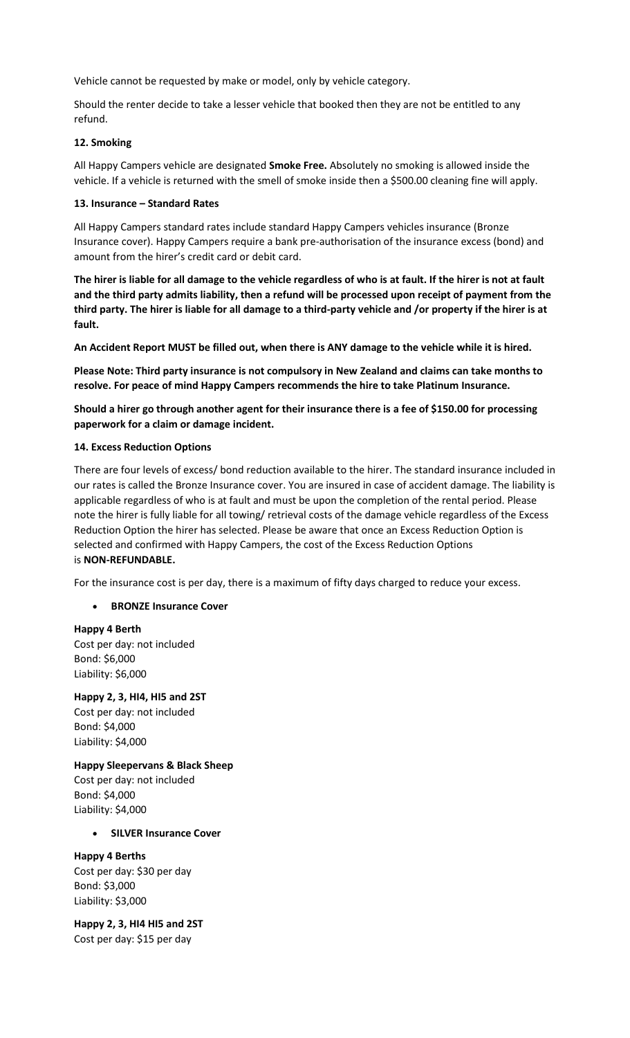Vehicle cannot be requested by make or model, only by vehicle category.

Should the renter decide to take a lesser vehicle that booked then they are not be entitled to any refund.

**12. Smoking**

All Happy Campers vehicle are designated **Smoke Free.** Absolutely no smoking is allowed inside the vehicle. If a vehicle is returned with the smell of smoke inside then a $500.00 cleaning fine will apply.

**13. Insurance – Standard Rates**

All Happy Campers standard rates include standard Happy Campers vehicles insurance (Bronze Insurance cover). Happy Campers require a bank pre-authorisation of the insurance excess (bond) and amount from the hirer's credit card or debit card.

**The hirer is liable for all damage to the vehicle regardless of who is at fault. If the hirer is not at fault and the third party admits liability, then a refund will be processed upon receipt of payment from the third party. The hirer is liable for all damage to a third-party vehicle and /or property if the hirer is at fault.**

**An Accident Report MUST be filled out, when there is ANY damage to the vehicle while it is hired.**

**Please Note: Third party insurance is not compulsory in New Zealand and claims can take months to resolve. For peace of mind Happy Campers recommends the hire to take Platinum Insurance.**

**Should a hirer go through another agent for their insurance there is a fee of $150.00 for processing paperwork for a claim or damage incident.**

**14. Excess Reduction Options**

There are four levels of excess/ bond reduction available to the hirer. The standard insurance included in our rates is called the Bronze Insurance cover. You are insured in case of accident damage. The liability is applicable regardless of who is at fault and must be upon the completion of the rental period. Please note the hirer is fully liable for all towing/ retrieval costs of the damage vehicle regardless of the Excess Reduction Option the hirer has selected. Please be aware that once an Excess Reduction Option is selected and confirmed with Happy Campers, the cost of the Excess Reduction Options is **NON-REFUNDABLE.**

For the insurance cost is per day, there is a maximum of fifty days charged to reduce your excess.

- **BRONZE Insurance Cover**

**Happy 4 Berth**
Cost per day: not included
Bond: $6,000
Liability: $6,000

**Happy 2, 3, HI4, HI5 and 2ST**
Cost per day: not included
Bond: $4,000
Liability: $4,000

**Happy Sleepervans & Black Sheep**
Cost per day: not included
Bond: $4,000
Liability: $4,000

- **SILVER Insurance Cover**

**Happy 4 Berths**
Cost per day: $30 per day
Bond: $3,000
Liability: $3,000

**Happy 2, 3, HI4 HI5 and 2ST**
Cost per day: $15 per day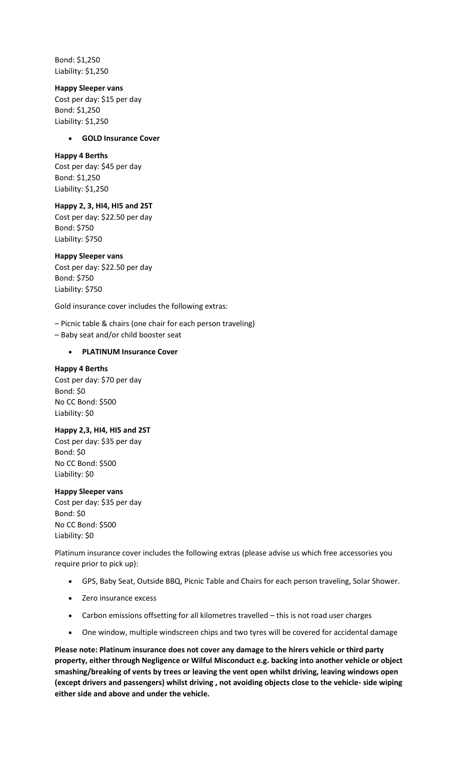Bond: $1,250
Liability: $1,250

**Happy Sleeper vans**
Cost per day: $15 per day
Bond: $1,250
Liability: $1,250

- **GOLD Insurance Cover**

**Happy 4 Berths**
Cost per day: $45 per day
Bond: $1,250
Liability: $1,250

**Happy 2, 3, HI4, HI5 and 2ST**
Cost per day: $22.50 per day
Bond: $750
Liability: $750

**Happy Sleeper vans**
Cost per day: $22.50 per day
Bond: $750
Liability: $750

Gold insurance cover includes the following extras:

– Picnic table & chairs (one chair for each person traveling)
– Baby seat and/or child booster seat

- **PLATINUM Insurance Cover**

**Happy 4 Berths**
Cost per day: $70 per day
Bond: $0
No CC Bond: $500
Liability: $0

**Happy 2,3, HI4, HI5 and 2ST**
Cost per day: $35 per day
Bond: $0
No CC Bond: $500
Liability: $0

**Happy Sleeper vans**
Cost per day: $35 per day
Bond: $0
No CC Bond: $500
Liability: $0

Platinum insurance cover includes the following extras (please advise us which free accessories you require prior to pick up):

- GPS, Baby Seat, Outside BBQ, Picnic Table and Chairs for each person traveling, Solar Shower.
- Zero insurance excess
- Carbon emissions offsetting for all kilometres travelled – this is not road user charges
- One window, multiple windscreen chips and two tyres will be covered for accidental damage

**Please note: Platinum insurance does not cover any damage to the hirers vehicle or third party property, either through Negligence or Wilful Misconduct e.g. backing into another vehicle or object smashing/breaking of vents by trees or leaving the vent open whilst driving, leaving windows open (except drivers and passengers) whilst driving , not avoiding objects close to the vehicle- side wiping either side and above and under the vehicle.**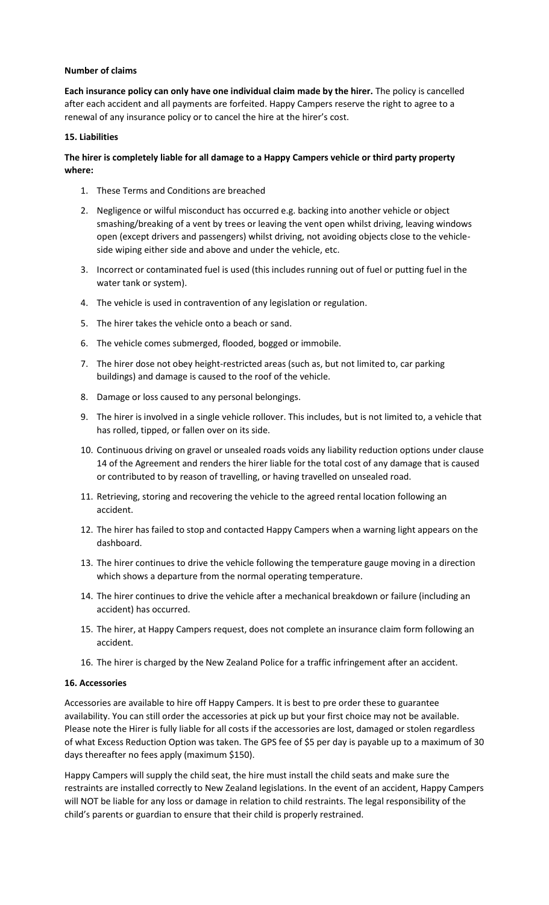**Number of claims**

**Each insurance policy can only have one individual claim made by the hirer.** The policy is cancelled after each accident and all payments are forfeited. Happy Campers reserve the right to agree to a renewal of any insurance policy or to cancel the hire at the hirer's cost.

**15. Liabilities**

**The hirer is completely liable for all damage to a Happy Campers vehicle or third party property where:**

1. These Terms and Conditions are breached
2. Negligence or wilful misconduct has occurred e.g. backing into another vehicle or object smashing/breaking of a vent by trees or leaving the vent open whilst driving, leaving windows open (except drivers and passengers) whilst driving, not avoiding objects close to the vehicle- side wiping either side and above and under the vehicle, etc.
3. Incorrect or contaminated fuel is used (this includes running out of fuel or putting fuel in the water tank or system).
4. The vehicle is used in contravention of any legislation or regulation.
5. The hirer takes the vehicle onto a beach or sand.
6. The vehicle comes submerged, flooded, bogged or immobile.
7. The hirer dose not obey height-restricted areas (such as, but not limited to, car parking buildings) and damage is caused to the roof of the vehicle.
8. Damage or loss caused to any personal belongings.
9. The hirer is involved in a single vehicle rollover. This includes, but is not limited to, a vehicle that has rolled, tipped, or fallen over on its side.
10. Continuous driving on gravel or unsealed roads voids any liability reduction options under clause 14 of the Agreement and renders the hirer liable for the total cost of any damage that is caused or contributed to by reason of travelling, or having travelled on unsealed road.
11. Retrieving, storing and recovering the vehicle to the agreed rental location following an accident.
12. The hirer has failed to stop and contacted Happy Campers when a warning light appears on the dashboard.
13. The hirer continues to drive the vehicle following the temperature gauge moving in a direction which shows a departure from the normal operating temperature.
14. The hirer continues to drive the vehicle after a mechanical breakdown or failure (including an accident) has occurred.
15. The hirer, at Happy Campers request, does not complete an insurance claim form following an accident.
16. The hirer is charged by the New Zealand Police for a traffic infringement after an accident.

**16. Accessories**

Accessories are available to hire off Happy Campers. It is best to pre order these to guarantee availability. You can still order the accessories at pick up but your first choice may not be available. Please note the Hirer is fully liable for all costs if the accessories are lost, damaged or stolen regardless of what Excess Reduction Option was taken. The GPS fee of $5 per day is payable up to a maximum of 30 days thereafter no fees apply (maximum $150).

Happy Campers will supply the child seat, the hire must install the child seats and make sure the restraints are installed correctly to New Zealand legislations. In the event of an accident, Happy Campers will NOT be liable for any loss or damage in relation to child restraints. The legal responsibility of the child's parents or guardian to ensure that their child is properly restrained.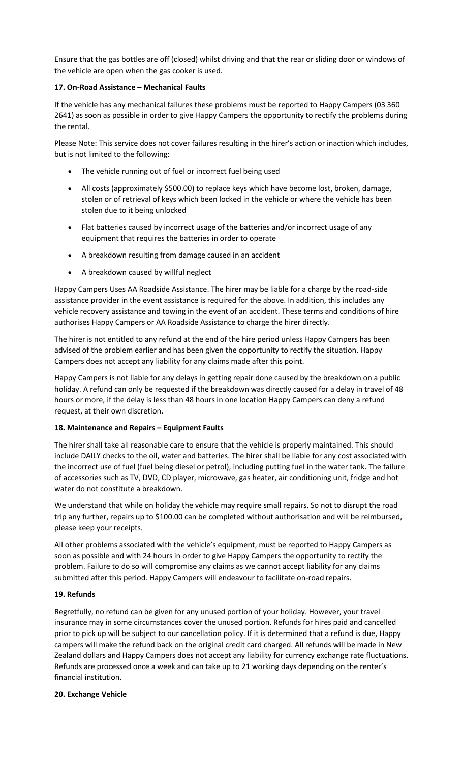Ensure that the gas bottles are off (closed) whilst driving and that the rear or sliding door or windows of the vehicle are open when the gas cooker is used.

**17. On-Road Assistance – Mechanical Faults**

If the vehicle has any mechanical failures these problems must be reported to Happy Campers (03 360 2641) as soon as possible in order to give Happy Campers the opportunity to rectify the problems during the rental.

Please Note: This service does not cover failures resulting in the hirer's action or inaction which includes, but is not limited to the following:

- The vehicle running out of fuel or incorrect fuel being used
- All costs (approximately $500.00) to replace keys which have become lost, broken, damage, stolen or of retrieval of keys which been locked in the vehicle or where the vehicle has been stolen due to it being unlocked
- Flat batteries caused by incorrect usage of the batteries and/or incorrect usage of any equipment that requires the batteries in order to operate
- A breakdown resulting from damage caused in an accident
- A breakdown caused by willful neglect

Happy Campers Uses AA Roadside Assistance. The hirer may be liable for a charge by the road-side assistance provider in the event assistance is required for the above. In addition, this includes any vehicle recovery assistance and towing in the event of an accident. These terms and conditions of hire authorises Happy Campers or AA Roadside Assistance to charge the hirer directly.

The hirer is not entitled to any refund at the end of the hire period unless Happy Campers has been advised of the problem earlier and has been given the opportunity to rectify the situation. Happy Campers does not accept any liability for any claims made after this point.

Happy Campers is not liable for any delays in getting repair done caused by the breakdown on a public holiday. A refund can only be requested if the breakdown was directly caused for a delay in travel of 48 hours or more, if the delay is less than 48 hours in one location Happy Campers can deny a refund request, at their own discretion.

**18. Maintenance and Repairs – Equipment Faults**

The hirer shall take all reasonable care to ensure that the vehicle is properly maintained. This should include DAILY checks to the oil, water and batteries. The hirer shall be liable for any cost associated with the incorrect use of fuel (fuel being diesel or petrol), including putting fuel in the water tank. The failure of accessories such as TV, DVD, CD player, microwave, gas heater, air conditioning unit, fridge and hot water do not constitute a breakdown.

We understand that while on holiday the vehicle may require small repairs. So not to disrupt the road trip any further, repairs up to $100.00 can be completed without authorisation and will be reimbursed, please keep your receipts.

All other problems associated with the vehicle's equipment, must be reported to Happy Campers as soon as possible and with 24 hours in order to give Happy Campers the opportunity to rectify the problem. Failure to do so will compromise any claims as we cannot accept liability for any claims submitted after this period. Happy Campers will endeavour to facilitate on-road repairs.

**19. Refunds**

Regretfully, no refund can be given for any unused portion of your holiday. However, your travel insurance may in some circumstances cover the unused portion. Refunds for hires paid and cancelled prior to pick up will be subject to our cancellation policy. If it is determined that a refund is due, Happy campers will make the refund back on the original credit card charged. All refunds will be made in New Zealand dollars and Happy Campers does not accept any liability for currency exchange rate fluctuations. Refunds are processed once a week and can take up to 21 working days depending on the renter's financial institution.

**20. Exchange Vehicle**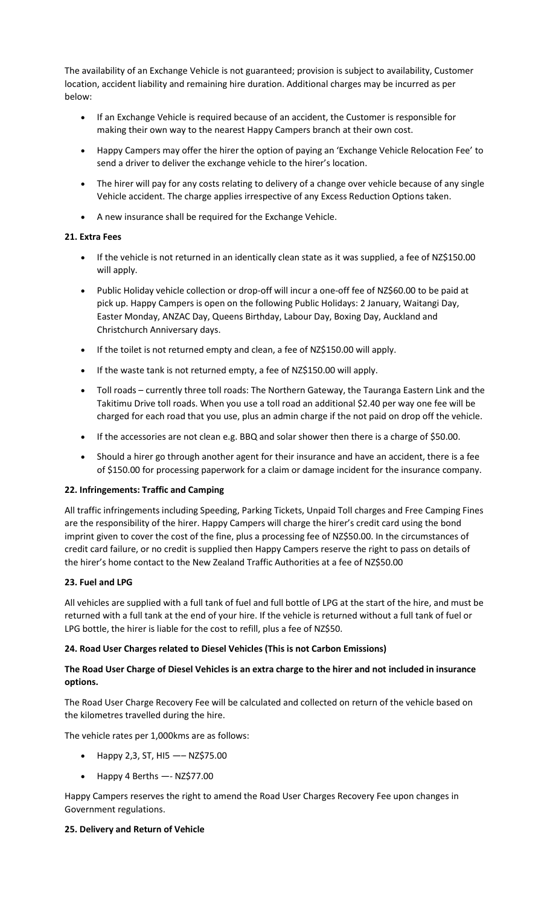The availability of an Exchange Vehicle is not guaranteed; provision is subject to availability, Customer location, accident liability and remaining hire duration. Additional charges may be incurred as per below:

- If an Exchange Vehicle is required because of an accident, the Customer is responsible for making their own way to the nearest Happy Campers branch at their own cost.
- Happy Campers may offer the hirer the option of paying an 'Exchange Vehicle Relocation Fee' to send a driver to deliver the exchange vehicle to the hirer's location.
- The hirer will pay for any costs relating to delivery of a change over vehicle because of any single Vehicle accident. The charge applies irrespective of any Excess Reduction Options taken.
- A new insurance shall be required for the Exchange Vehicle.

**21. Extra Fees**

- If the vehicle is not returned in an identically clean state as it was supplied, a fee of NZ$150.00 will apply.
- Public Holiday vehicle collection or drop-off will incur a one-off fee of NZ$60.00 to be paid at pick up. Happy Campers is open on the following Public Holidays: 2 January, Waitangi Day, Easter Monday, ANZAC Day, Queens Birthday, Labour Day, Boxing Day, Auckland and Christchurch Anniversary days.
- If the toilet is not returned empty and clean, a fee of NZ$150.00 will apply.
- If the waste tank is not returned empty, a fee of NZ$150.00 will apply.
- Toll roads – currently three toll roads: The Northern Gateway, the Tauranga Eastern Link and the Takitimu Drive toll roads. When you use a toll road an additional $2.40 per way one fee will be charged for each road that you use, plus an admin charge if the not paid on drop off the vehicle.
- If the accessories are not clean e.g. BBQ and solar shower then there is a charge of $50.00.
- Should a hirer go through another agent for their insurance and have an accident, there is a fee of $150.00 for processing paperwork for a claim or damage incident for the insurance company.

**22. Infringements: Traffic and Camping**

All traffic infringements including Speeding, Parking Tickets, Unpaid Toll charges and Free Camping Fines are the responsibility of the hirer. Happy Campers will charge the hirer's credit card using the bond imprint given to cover the cost of the fine, plus a processing fee of NZ$50.00. In the circumstances of credit card failure, or no credit is supplied then Happy Campers reserve the right to pass on details of the hirer's home contact to the New Zealand Traffic Authorities at a fee of NZ$50.00

**23. Fuel and LPG**

All vehicles are supplied with a full tank of fuel and full bottle of LPG at the start of the hire, and must be returned with a full tank at the end of your hire. If the vehicle is returned without a full tank of fuel or LPG bottle, the hirer is liable for the cost to refill, plus a fee of NZ$50.

**24. Road User Charges related to Diesel Vehicles (This is not Carbon Emissions)**

**The Road User Charge of Diesel Vehicles is an extra charge to the hirer and not included in insurance options.**

The Road User Charge Recovery Fee will be calculated and collected on return of the vehicle based on the kilometres travelled during the hire.

The vehicle rates per 1,000kms are as follows:

- Happy 2,3, ST, HI5 —– NZ$75.00
- Happy 4 Berths —- NZ$77.00

Happy Campers reserves the right to amend the Road User Charges Recovery Fee upon changes in Government regulations.

**25. Delivery and Return of Vehicle**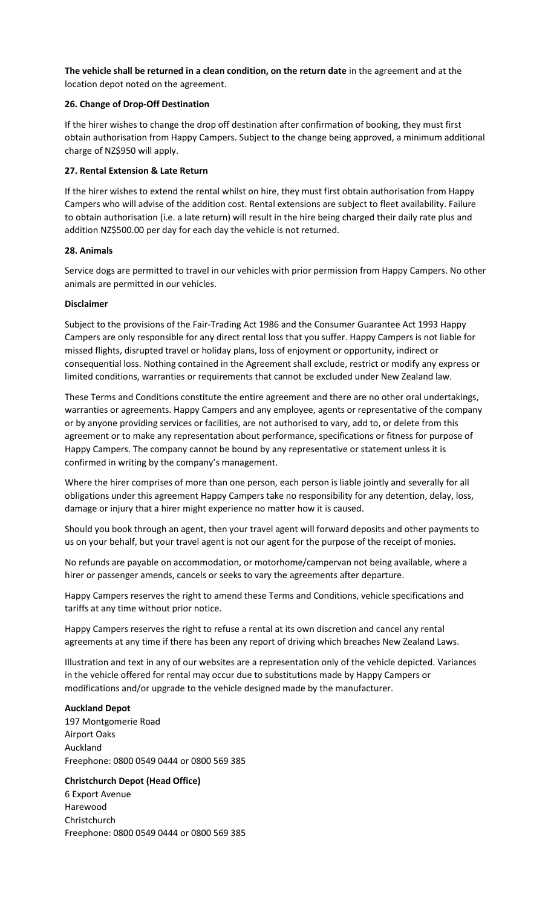**The vehicle shall be returned in a clean condition, on the return date** in the agreement and at the location depot noted on the agreement.

**26. Change of Drop-Off Destination**

If the hirer wishes to change the drop off destination after confirmation of booking, they must first obtain authorisation from Happy Campers. Subject to the change being approved, a minimum additional charge of NZ$950 will apply.

**27. Rental Extension & Late Return**

If the hirer wishes to extend the rental whilst on hire, they must first obtain authorisation from Happy Campers who will advise of the addition cost. Rental extensions are subject to fleet availability. Failure to obtain authorisation (i.e. a late return) will result in the hire being charged their daily rate plus and addition NZ$500.00 per day for each day the vehicle is not returned.

**28. Animals**

Service dogs are permitted to travel in our vehicles with prior permission from Happy Campers. No other animals are permitted in our vehicles.

**Disclaimer**

Subject to the provisions of the Fair-Trading Act 1986 and the Consumer Guarantee Act 1993 Happy Campers are only responsible for any direct rental loss that you suffer. Happy Campers is not liable for missed flights, disrupted travel or holiday plans, loss of enjoyment or opportunity, indirect or consequential loss. Nothing contained in the Agreement shall exclude, restrict or modify any express or limited conditions, warranties or requirements that cannot be excluded under New Zealand law.

These Terms and Conditions constitute the entire agreement and there are no other oral undertakings, warranties or agreements. Happy Campers and any employee, agents or representative of the company or by anyone providing services or facilities, are not authorised to vary, add to, or delete from this agreement or to make any representation about performance, specifications or fitness for purpose of Happy Campers. The company cannot be bound by any representative or statement unless it is confirmed in writing by the company's management.

Where the hirer comprises of more than one person, each person is liable jointly and severally for all obligations under this agreement Happy Campers take no responsibility for any detention, delay, loss, damage or injury that a hirer might experience no matter how it is caused.

Should you book through an agent, then your travel agent will forward deposits and other payments to us on your behalf, but your travel agent is not our agent for the purpose of the receipt of monies.

No refunds are payable on accommodation, or motorhome/campervan not being available, where a hirer or passenger amends, cancels or seeks to vary the agreements after departure.

Happy Campers reserves the right to amend these Terms and Conditions, vehicle specifications and tariffs at any time without prior notice.

Happy Campers reserves the right to refuse a rental at its own discretion and cancel any rental agreements at any time if there has been any report of driving which breaches New Zealand Laws.

Illustration and text in any of our websites are a representation only of the vehicle depicted. Variances in the vehicle offered for rental may occur due to substitutions made by Happy Campers or modifications and/or upgrade to the vehicle designed made by the manufacturer.

**Auckland Depot**
197 Montgomerie Road
Airport Oaks
Auckland
Freephone: 0800 0549 0444 or 0800 569 385

**Christchurch Depot (Head Office)**
6 Export Avenue
Harewood
Christchurch
Freephone: 0800 0549 0444 or 0800 569 385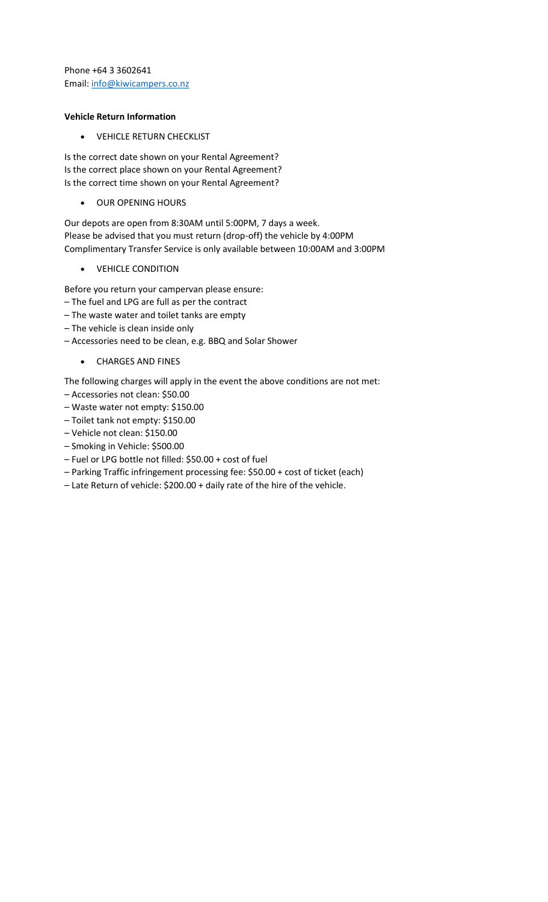Phone +64 3 3602641
Email: info@kiwicampers.co.nz

**Vehicle Return Information**

- VEHICLE RETURN CHECKLIST

Is the correct date shown on your Rental Agreement?
Is the correct place shown on your Rental Agreement?
Is the correct time shown on your Rental Agreement?

- OUR OPENING HOURS

Our depots are open from 8:30AM until 5:00PM, 7 days a week.
Please be advised that you must return (drop-off) the vehicle by 4:00PM
Complimentary Transfer Service is only available between 10:00AM and 3:00PM

- VEHICLE CONDITION

Before you return your campervan please ensure:
– The fuel and LPG are full as per the contract
– The waste water and toilet tanks are empty
– The vehicle is clean inside only
– Accessories need to be clean, e.g. BBQ and Solar Shower

- CHARGES AND FINES

The following charges will apply in the event the above conditions are not met:
– Accessories not clean: $50.00
– Waste water not empty: $150.00
– Toilet tank not empty: $150.00
– Vehicle not clean: $150.00
– Smoking in Vehicle: $500.00
– Fuel or LPG bottle not filled: $50.00 + cost of fuel
– Parking Traffic infringement processing fee: $50.00 + cost of ticket (each)
– Late Return of vehicle: $200.00 + daily rate of the hire of the vehicle.